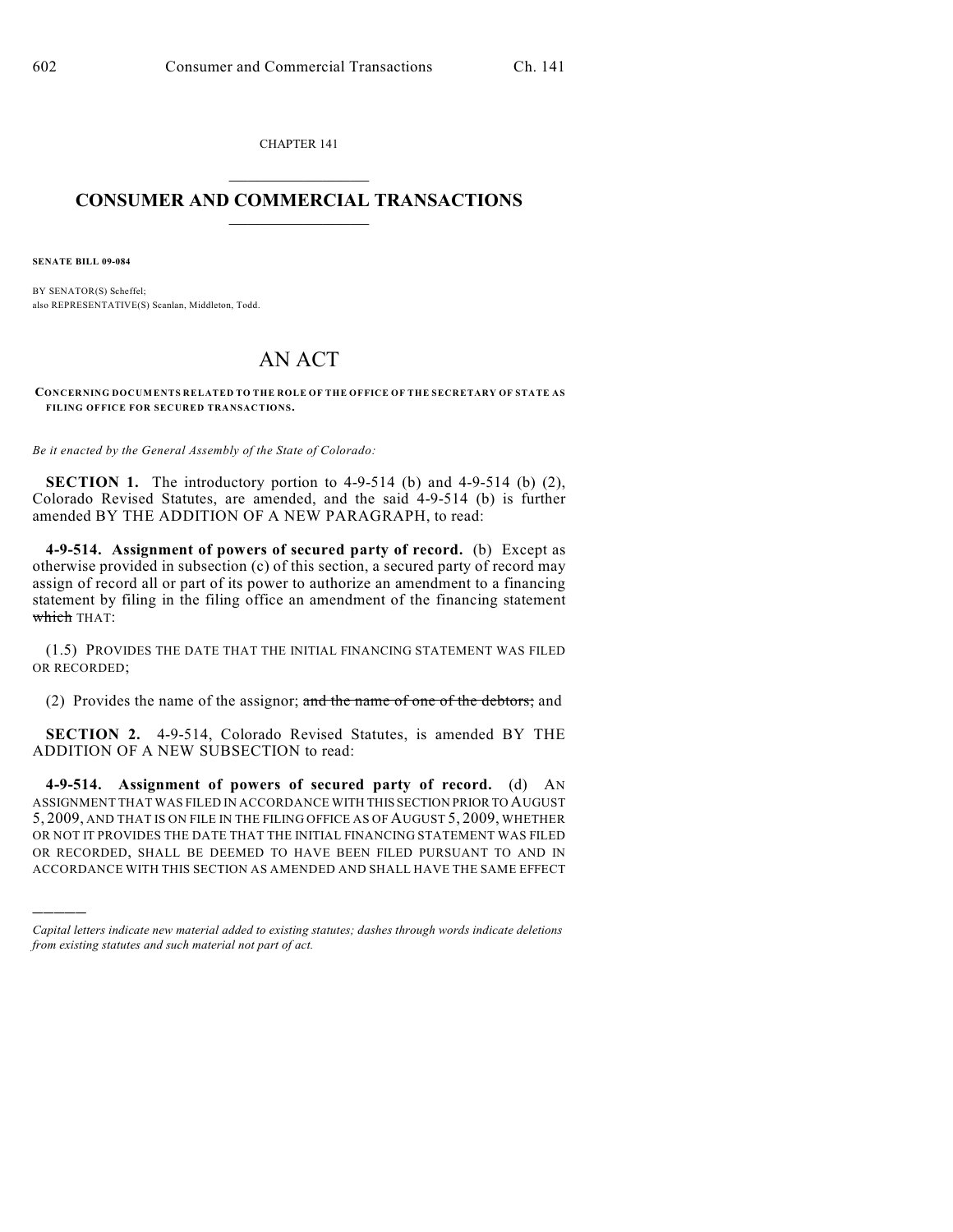CHAPTER 141

# CONSUMER AND COMMERCIAL TRANSACTIONS

**SENATE BILL 09-084**

BY SENATOR(S) Scheffel;
also REPRESENTATIVE(S) Scanlan, Middleton, Todd.

# AN ACT

**CONCERNING DOCUMENTS RELATED TO THE ROLE OF THE OFFICE OF THE SECRETARY OF STATE AS FILING OFFICE FOR SECURED TRANSACTIONS.**

*Be it enacted by the General Assembly of the State of Colorado:*

**SECTION 1.** The introductory portion to 4-9-514 (b) and 4-9-514 (b) (2), Colorado Revised Statutes, are amended, and the said 4-9-514 (b) is further amended BY THE ADDITION OF A NEW PARAGRAPH, to read:

**4-9-514. Assignment of powers of secured party of record.** (b) Except as otherwise provided in subsection (c) of this section, a secured party of record may assign of record all or part of its power to authorize an amendment to a financing statement by filing in the filing office an amendment of the financing statement ~~which~~ THAT:

(1.5) PROVIDES THE DATE THAT THE INITIAL FINANCING STATEMENT WAS FILED OR RECORDED;

(2) Provides the name of the assignor; ~~and the name of one of the debtors;~~ and

**SECTION 2.** 4-9-514, Colorado Revised Statutes, is amended BY THE ADDITION OF A NEW SUBSECTION to read:

**4-9-514. Assignment of powers of secured party of record.** (d) AN ASSIGNMENT THAT WAS FILED IN ACCORDANCE WITH THIS SECTION PRIOR TO AUGUST 5, 2009, AND THAT IS ON FILE IN THE FILING OFFICE AS OF AUGUST 5, 2009, WHETHER OR NOT IT PROVIDES THE DATE THAT THE INITIAL FINANCING STATEMENT WAS FILED OR RECORDED, SHALL BE DEEMED TO HAVE BEEN FILED PURSUANT TO AND IN ACCORDANCE WITH THIS SECTION AS AMENDED AND SHALL HAVE THE SAME EFFECT

---

*Capital letters indicate new material added to existing statutes; dashes through words indicate deletions from existing statutes and such material not part of act.*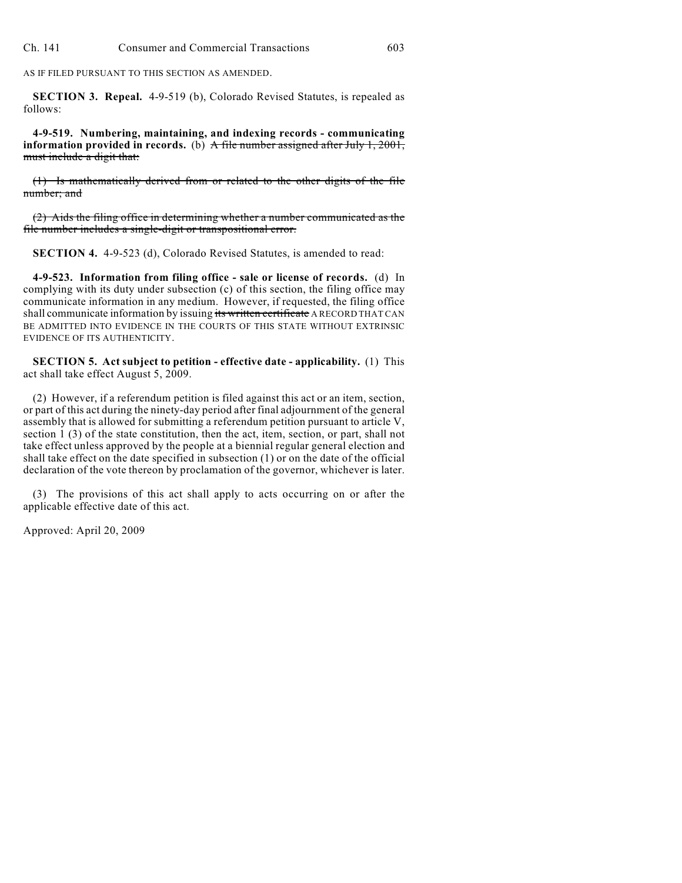AS IF FILED PURSUANT TO THIS SECTION AS AMENDED.

**SECTION 3. Repeal.** 4-9-519 (b), Colorado Revised Statutes, is repealed as follows:

**4-9-519. Numbering, maintaining, and indexing records - communicating information provided in records.** (b) ~~A file number assigned after July 1, 2001, must include a digit that:~~

~~(1) Is mathematically derived from or related to the other digits of the file number; and~~

~~(2) Aids the filing office in determining whether a number communicated as the file number includes a single-digit or transpositional error.~~

**SECTION 4.** 4-9-523 (d), Colorado Revised Statutes, is amended to read:

**4-9-523. Information from filing office - sale or license of records.** (d) In complying with its duty under subsection (c) of this section, the filing office may communicate information in any medium. However, if requested, the filing office shall communicate information by issuing ~~its written certificate~~ A RECORD THAT CAN BE ADMITTED INTO EVIDENCE IN THE COURTS OF THIS STATE WITHOUT EXTRINSIC EVIDENCE OF ITS AUTHENTICITY.

**SECTION 5. Act subject to petition - effective date - applicability.** (1) This act shall take effect August 5, 2009.

(2) However, if a referendum petition is filed against this act or an item, section, or part of this act during the ninety-day period after final adjournment of the general assembly that is allowed for submitting a referendum petition pursuant to article V, section 1 (3) of the state constitution, then the act, item, section, or part, shall not take effect unless approved by the people at a biennial regular general election and shall take effect on the date specified in subsection (1) or on the date of the official declaration of the vote thereon by proclamation of the governor, whichever is later.

(3) The provisions of this act shall apply to acts occurring on or after the applicable effective date of this act.

Approved: April 20, 2009